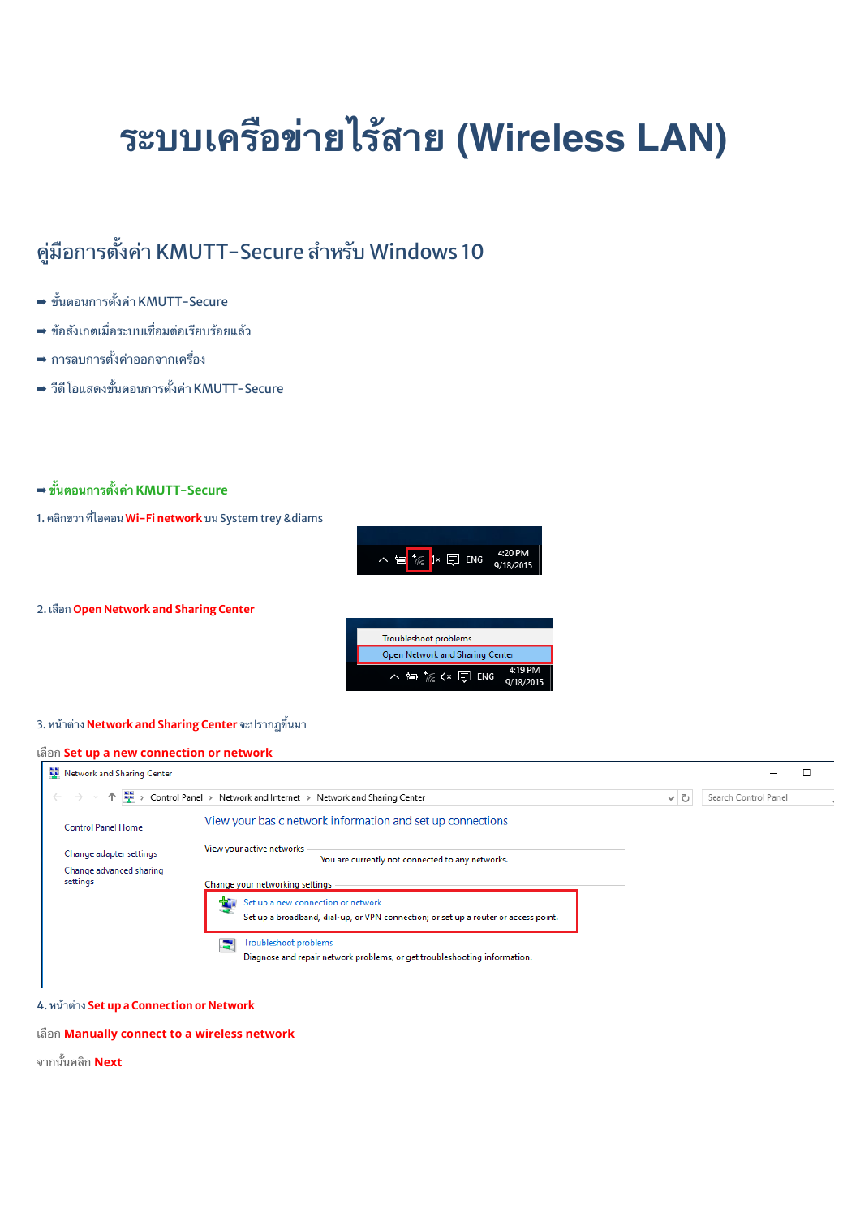# ระบบเครือข่ายไร้สาย (Wireless LAN)

## คู่มือการตั้งค่า KMUTT-Secure สำหรับ Windows 10

- ➡ ขั้นตอนการตั้งค่า KMUTT-Secure
- ➡ ข้อสังเกตเมื่อระบบเชื่อมต่อเรียบร้อยแล้ว
- ➡ การลบการตั้งค่าออกจากเครื่อง
- ➡ วีดีโอแสดงขั้นตอนการตั้งค่า KMUTT-Secure

---

### ➡ ขั้นตอนการตั้งค่า KMUTT-Secure

1. คลิกขวา ที่ไอคอน **Wi-Fi network** บน System trey &diams

2. เลือก **Open Network and Sharing Center**

3. หน้าต่าง **Network and Sharing Center** จะปรากฏขึ้นมา

เลือก **Set up a new connection or network**

4. หน้าต่าง **Set up a Connection or Network**

เลือก **Manually connect to a wireless network**

จากนั้นคลิก **Next**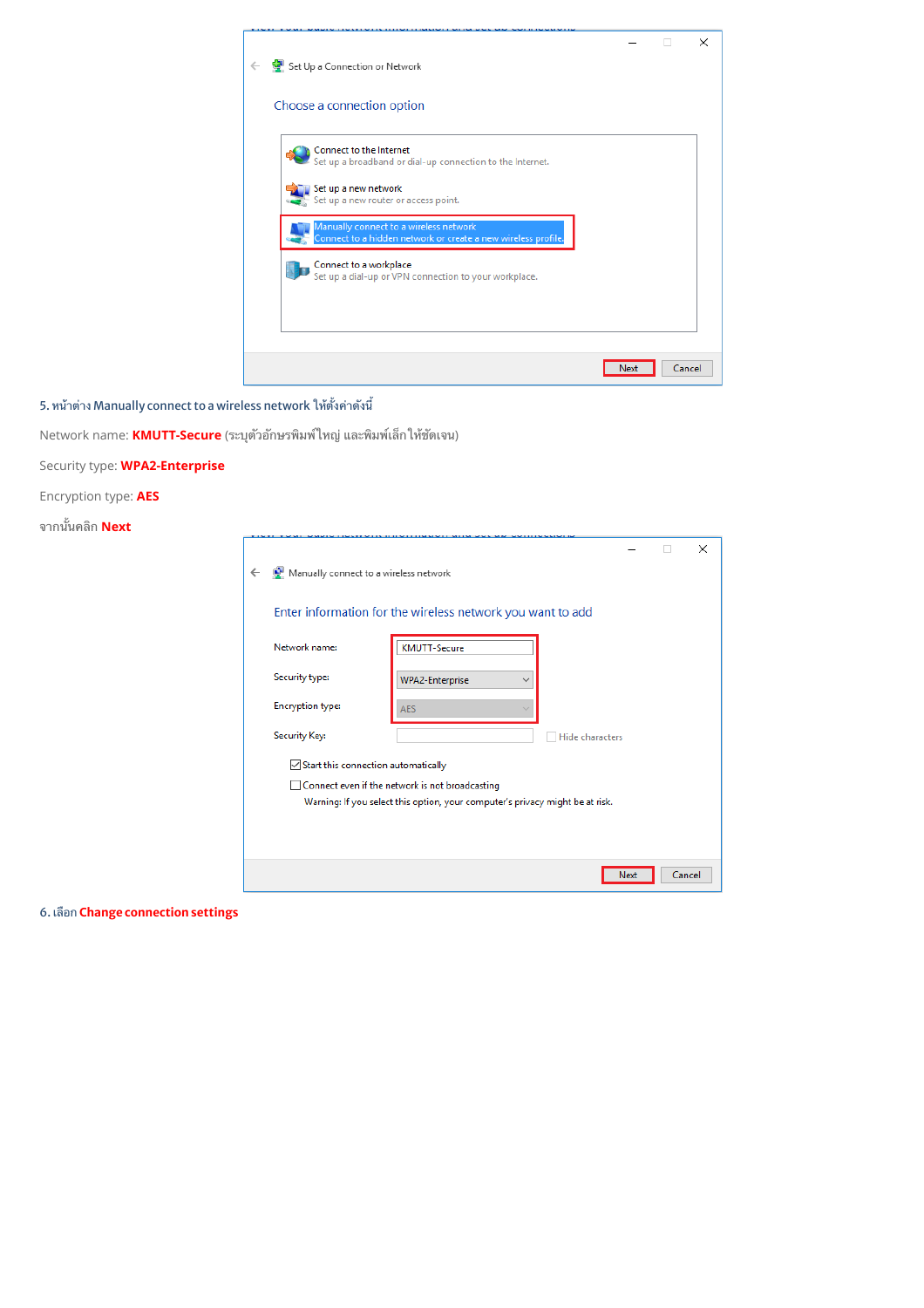5. หน้าต่าง Manually connect to a wireless network ให้ตั้งค่าดังนี้

Network name: **KMUTT-Secure** (ระบุตัวอักษรพิมพ์ใหญ่ และพิมพ์เล็กให้ชัดเจน)

Security type: **WPA2-Enterprise**

Encryption type: **AES**

จากนั้นคลิก **Next**

6. เลือก **Change connection settings**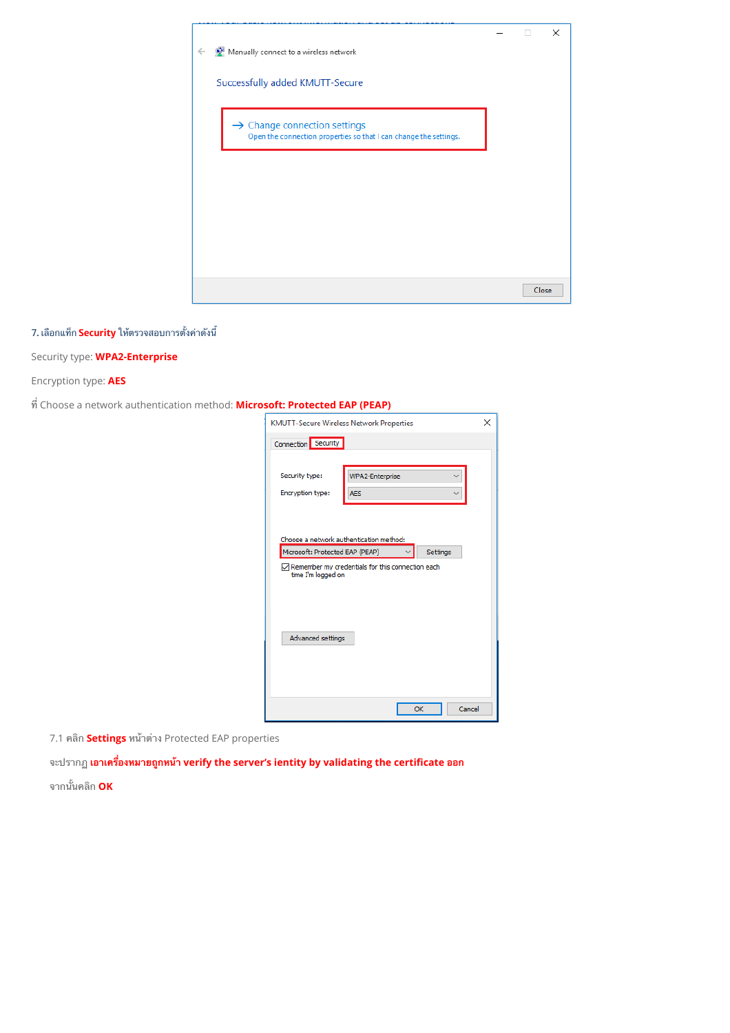7. เลือกแท็ก **Security** ให้ตรวจสอบการตั้งค่าดังนี้

Security type: **WPA2-Enterprise**

Encryption type: **AES**

ที่ Choose a network authentication method: **Microsoft: Protected EAP (PEAP)**

7.1 คลิก **Settings** หน้าต่าง Protected EAP properties

จะปรากฏ **เอาเครื่องหมายถูกหน้า verify the server's ientity by validating the certificate ออก**

จากนั้นคลิก **OK**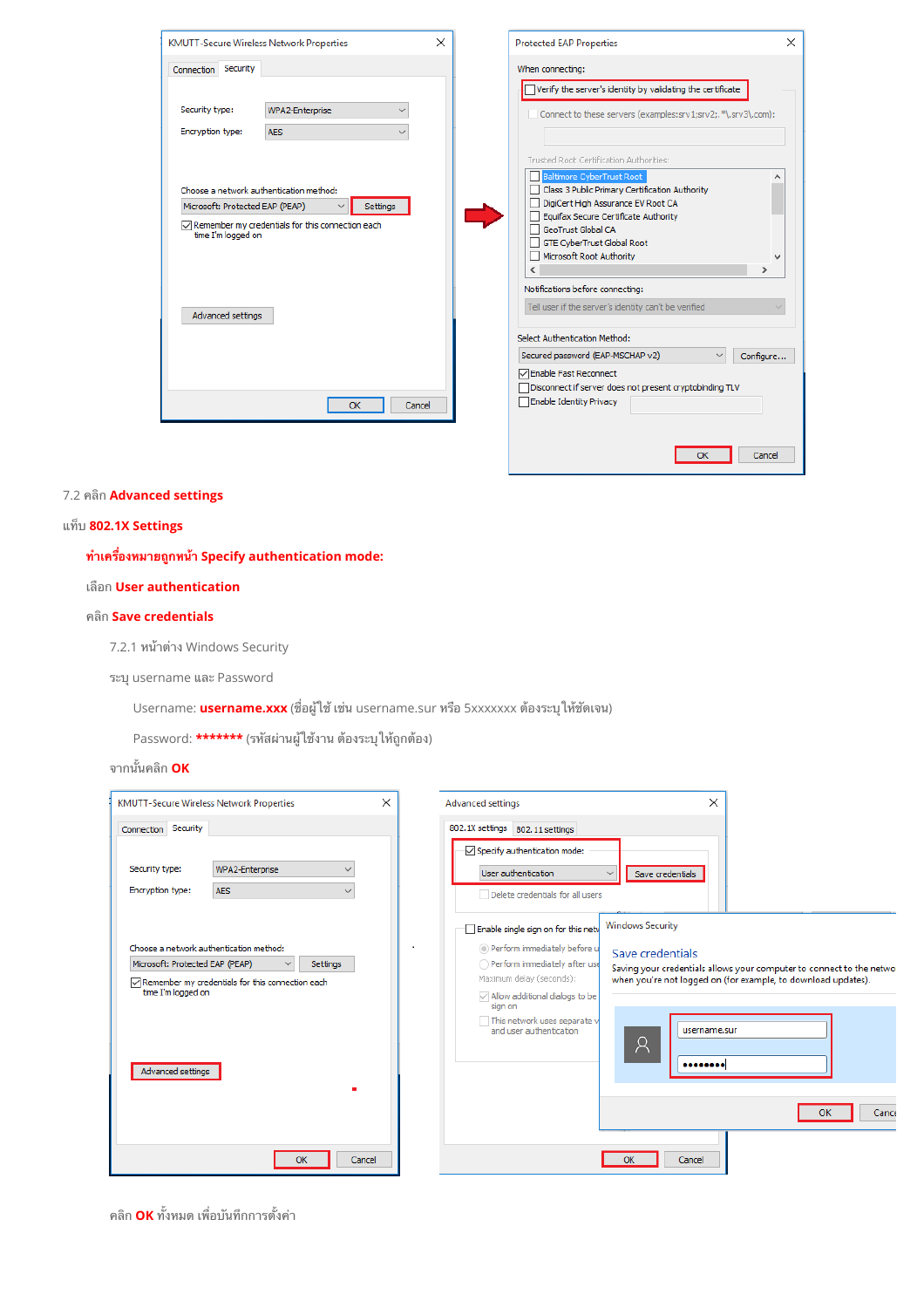7.2 คลิก **Advanced settings**

แท็บ **802.1X Settings**

**ทำเครื่องหมายถูกหน้า Specify authentication mode:**

เลือก **User authentication**

คลิก **Save credentials**

7.2.1 หน้าต่าง Windows Security

ระบุ username และ Password

Username: **username.xxx** (ชื่อผู้ใช้ เช่น username.sur หรือ 5xxxxxxx ต้องระบุให้ชัดเจน)

Password: ******* (รหัสผ่านผู้ใช้งาน ต้องระบุให้ถูกต้อง)

จากนั้นคลิก **OK**

คลิก **OK** ทั้งหมด เพื่อบันทึกการตั้งค่า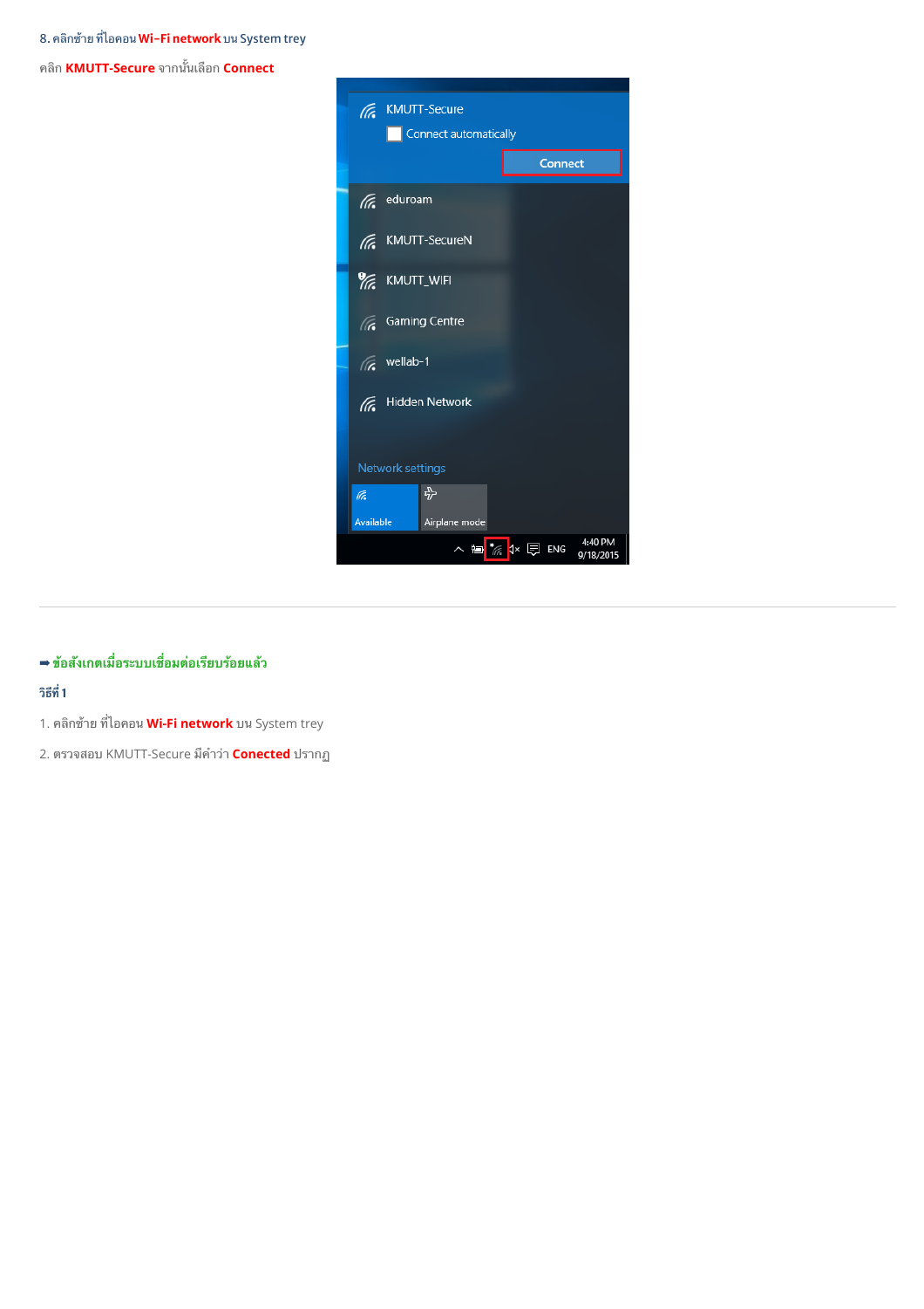8. คลิกซ้าย ที่ไอคอน **Wi-Fi network** บน System trey

คลิก **KMUTT-Secure** จากนั้นเลือก **Connect**

---

➡ **ข้อสังเกตเมื่อระบบเชื่อมต่อเรียบร้อยแล้ว**

**วิธีที่ 1**

1. คลิกซ้าย ที่ไอคอน **Wi-Fi network** บน System trey
2. ตรวจสอบ KMUTT-Secure มีคำว่า **Conected** ปรากฎ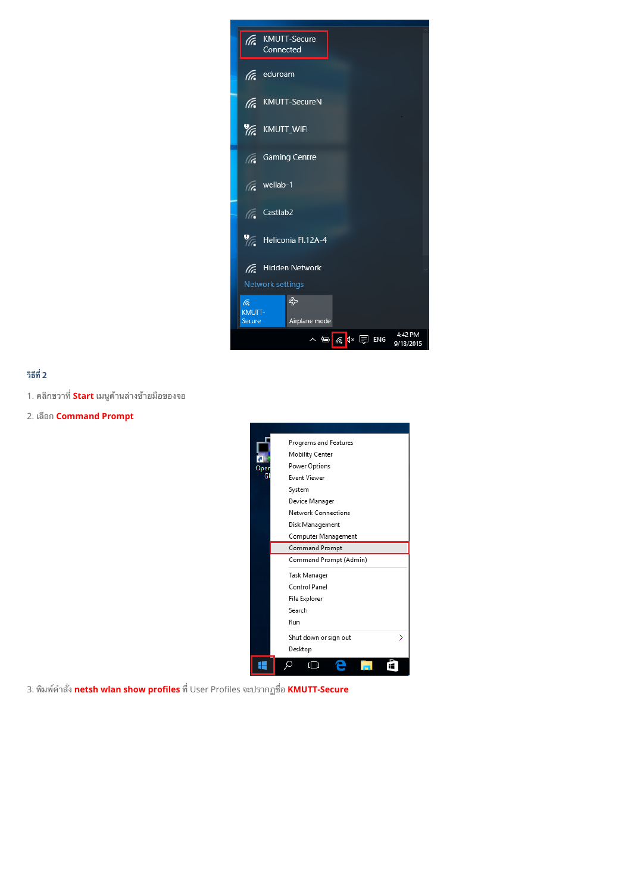**วิธีที่ 2**

1. คลิกขวาที่ **Start** เมนูด้านล่างซ้ายมือของจอ

2. เลือก **Command Prompt**

3. พิมพ์คำสั่ง **netsh wlan show profiles** ที่ User Profiles จะปรากฏชื่อ **KMUTT-Secure**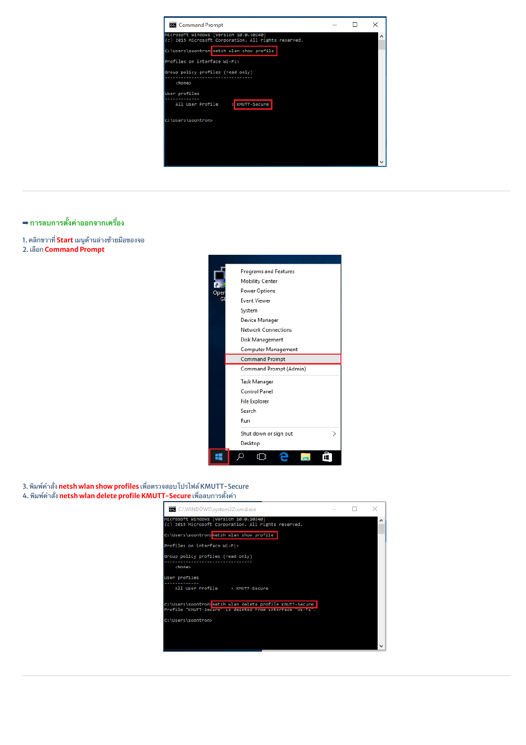➡ การลบการตั้งค่าออกจากเครื่อง

1. คลิกขวาที่ **Start** เมนูด้านล่างซ้ายมือของจอ
2. เลือก **Command Prompt**

3. พิมพ์คำสั่ง **netsh wlan show profiles** เพื่อตรวจสอบโปรไฟล์ KMUTT-Secure
4. พิมพ์คำสั่ง **netsh wlan delete profile KMUTT-Secure** เพื่อลบการตั้งค่า